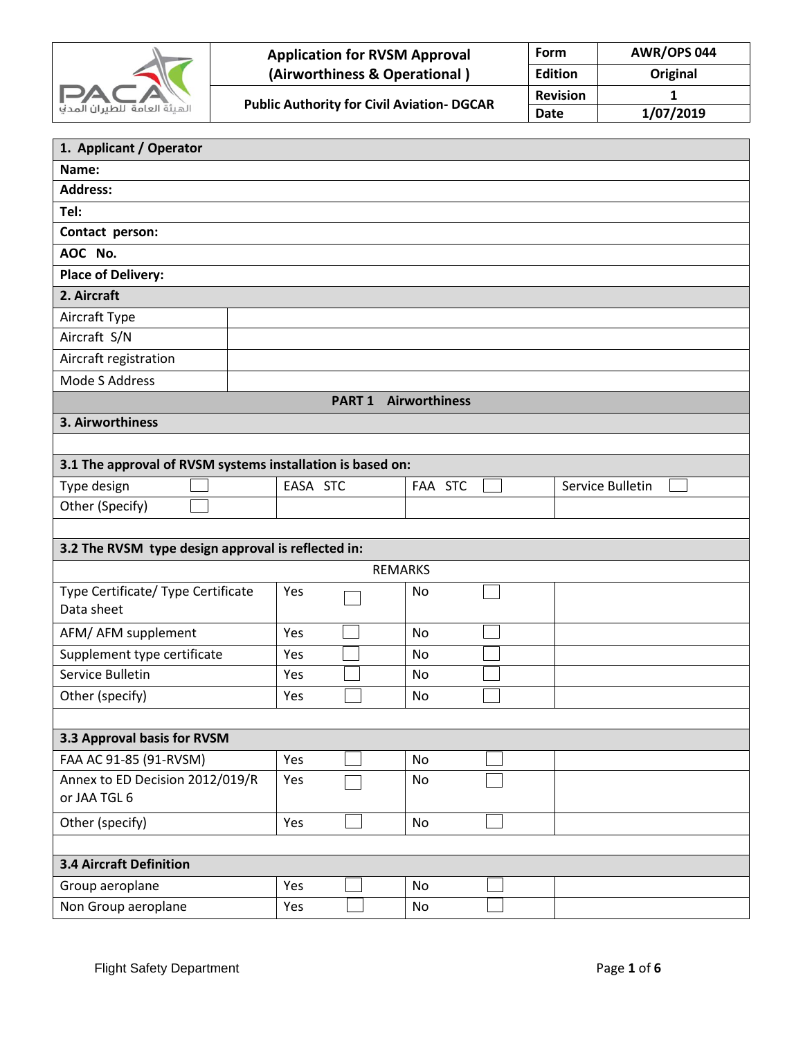| PACA الهيئة العامة للطيران المدني | Application for RVSM Approval (Airworthiness & Operational ) | Form | AWR/OPS 044 |
|---|---|---|---|
| | | Edition | Original |
| | Public Authority for Civil Aviation- DGCAR | Revision | 1 |
| | | Date | 1/07/2019 |

| 1. Applicant / Operator | | | |
|---|---|---|---|
| Name: | | | |
| Address: | | | |
| Tel: | | | |
| Contact person: | | | |
| AOC No. | | | |
| Place of Delivery: | | | |
| **2. Aircraft** | | | |
| Aircraft Type | | | |
| Aircraft S/N | | | |
| Aircraft registration | | | |
| Mode S Address | | | |

## PART 1 Airworthiness

### 3. Airworthiness

| 3.1 The approval of RVSM systems installation is based on: | | | |
|---|---|---|---|
| Type design ☐ | EASA STC | FAA STC ☐ | Service Bulletin ☐ |
| Other (Specify) ☐ | | | |

| 3.2 The RVSM type design approval is reflected in: | | | REMARKS |
|---|---|---|---|
| Type Certificate/ Type Certificate Data sheet | Yes ☐ | No ☐ | |
| AFM/ AFM supplement | Yes ☐ | No ☐ | |
| Supplement type certificate | Yes ☐ | No ☐ | |
| Service Bulletin | Yes ☐ | No ☐ | |
| Other (specify) | Yes ☐ | No ☐ | |

| 3.3 Approval basis for RVSM | | | |
|---|---|---|---|
| FAA AC 91-85 (91-RVSM) | Yes ☐ | No ☐ | |
| Annex to ED Decision 2012/019/R or JAA TGL 6 | Yes ☐ | No ☐ | |
| Other (specify) | Yes ☐ | No ☐ | |

| 3.4 Aircraft Definition | | | |
|---|---|---|---|
| Group aeroplane | Yes ☐ | No ☐ | |
| Non Group aeroplane | Yes ☐ | No ☐ | |

Flight Safety Department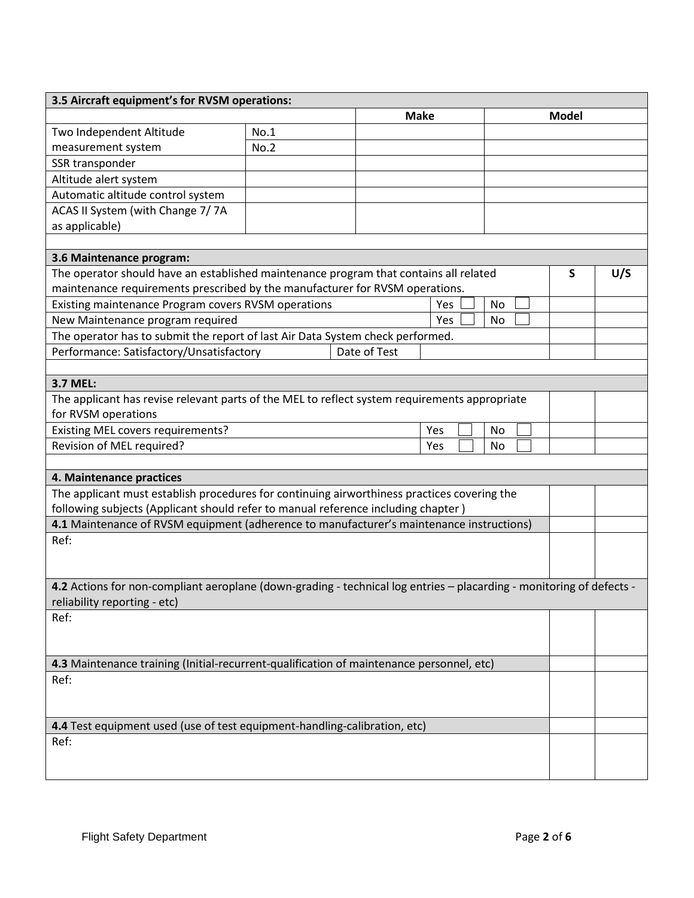| 3.5 Aircraft equipment's for RVSM operations: | | | |
|---|---|---|---|
| | | **Make** | **Model** |
| Two Independent Altitude measurement system | No.1 | | |
| | No.2 | | |
| SSR transponder | | | |
| Altitude alert system | | | |
| Automatic altitude control system | | | |
| ACAS II System (with Change 7/ 7A as applicable) | | | |

| 3.6 Maintenance program: | | | | |
|---|---|---|---|---|
| The operator should have an established maintenance program that contains all related maintenance requirements prescribed by the manufacturer for RVSM operations. | | | **S** | **U/S** |
| Existing maintenance Program covers RVSM operations | Yes ☐ | No ☐ | | |
| New Maintenance program required | Yes ☐ | No ☐ | | |
| The operator has to submit the report of last Air Data System check performed. | | | | |
| Performance: Satisfactory/Unsatisfactory | Date of Test | | | |

| 3.7 MEL: | | | | |
|---|---|---|---|---|
| The applicant has revise relevant parts of the MEL to reflect system requirements appropriate for RVSM operations | | | | |
| Existing MEL covers requirements? | Yes ☐ | No ☐ | | |
| Revision of MEL required? | Yes ☐ | No ☐ | | |

| 4. Maintenance practices | | |
|---|---|---|
| The applicant must establish procedures for continuing airworthiness practices covering the following subjects (Applicant should refer to manual reference including chapter ) | | |
| **4.1** Maintenance of RVSM equipment (adherence to manufacturer's maintenance instructions) | | |
| Ref: | | |
| **4.2** Actions for non-compliant aeroplane (down-grading - technical log entries – placarding - monitoring of defects - reliability reporting - etc) | | |
| Ref: | | |
| **4.3** Maintenance training (Initial-recurrent-qualification of maintenance personnel, etc) | | |
| Ref: | | |
| **4.4** Test equipment used (use of test equipment-handling-calibration, etc) | | |
| Ref: | | |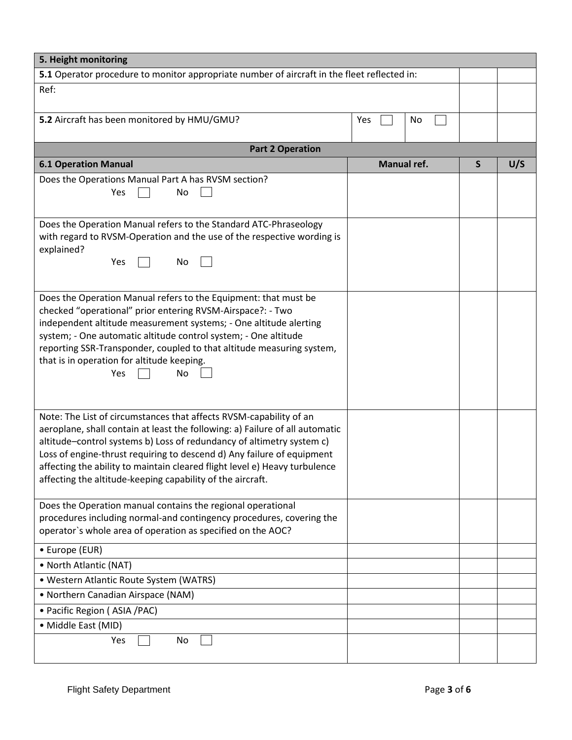| 5. Height monitoring | | | | |
|---|---|---|---|---|
| **5.1** Operator procedure to monitor appropriate number of aircraft in the fleet reflected in: | | | | |
| Ref: | | | | |
| **5.2** Aircraft has been monitored by HMU/GMU? | Yes ☐ | No ☐ | | |

| Part 2 Operation | | | |
|---|---|---|---|
| **6.1 Operation Manual** | **Manual ref.** | **S** | **U/S** |
| Does the Operations Manual Part A has RVSM section? Yes ☐ No ☐ | | | |
| Does the Operation Manual refers to the Standard ATC-Phraseology with regard to RVSM-Operation and the use of the respective wording is explained? Yes ☐ No ☐ | | | |
| Does the Operation Manual refers to the Equipment: that must be checked "operational" prior entering RVSM-Airspace?: - Two independent altitude measurement systems; - One altitude alerting system; - One automatic altitude control system; - One altitude reporting SSR-Transponder, coupled to that altitude measuring system, that is in operation for altitude keeping. Yes ☐ No ☐ | | | |
| Note: The List of circumstances that affects RVSM-capability of an aeroplane, shall contain at least the following: a) Failure of all automatic altitude–control systems b) Loss of redundancy of altimetry system c) Loss of engine-thrust requiring to descend d) Any failure of equipment affecting the ability to maintain cleared flight level e) Heavy turbulence affecting the altitude-keeping capability of the aircraft. | | | |
| Does the Operation manual contains the regional operational procedures including normal-and contingency procedures, covering the operator`s whole area of operation as specified on the AOC? | | | |
| • Europe (EUR) | | | |
| • North Atlantic (NAT) | | | |
| • Western Atlantic Route System (WATRS) | | | |
| • Northern Canadian Airspace (NAM) | | | |
| • Pacific Region ( ASIA /PAC) | | | |
| • Middle East (MID) | | | |
| Yes ☐ No ☐ | | | |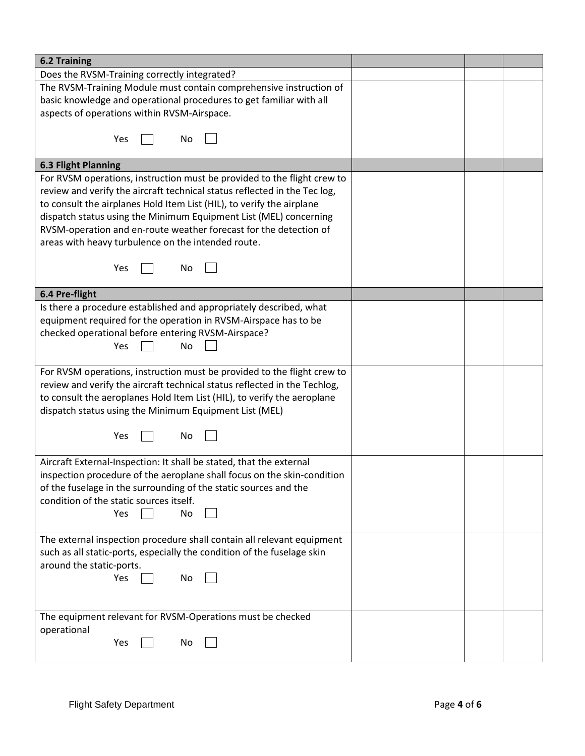| 6.2 Training | | | |
|---|---|---|---|
| Does the RVSM-Training correctly integrated? | | | |
| The RVSM-Training Module must contain comprehensive instruction of basic knowledge and operational procedures to get familiar with all aspects of operations within RVSM-Airspace.<br><br>Yes ☐ No ☐ | | | |
| **6.3 Flight Planning** | | | |
| For RVSM operations, instruction must be provided to the flight crew to review and verify the aircraft technical status reflected in the Tec log, to consult the airplanes Hold Item List (HIL), to verify the airplane dispatch status using the Minimum Equipment List (MEL) concerning RVSM-operation and en-route weather forecast for the detection of areas with heavy turbulence on the intended route.<br><br>Yes ☐ No ☐ | | | |
| **6.4 Pre-flight** | | | |
| Is there a procedure established and appropriately described, what equipment required for the operation in RVSM-Airspace has to be checked operational before entering RVSM-Airspace?<br>Yes ☐ No ☐ | | | |
| For RVSM operations, instruction must be provided to the flight crew to review and verify the aircraft technical status reflected in the Techlog, to consult the aeroplanes Hold Item List (HIL), to verify the aeroplane dispatch status using the Minimum Equipment List (MEL)<br><br>Yes ☐ No ☐ | | | |
| Aircraft External-Inspection: It shall be stated, that the external inspection procedure of the aeroplane shall focus on the skin-condition of the fuselage in the surrounding of the static sources and the condition of the static sources itself.<br>Yes ☐ No ☐ | | | |
| The external inspection procedure shall contain all relevant equipment such as all static-ports, especially the condition of the fuselage skin around the static-ports.<br>Yes ☐ No ☐ | | | |
| The equipment relevant for RVSM-Operations must be checked operational<br>Yes ☐ No ☐ | | | |

Flight Safety Department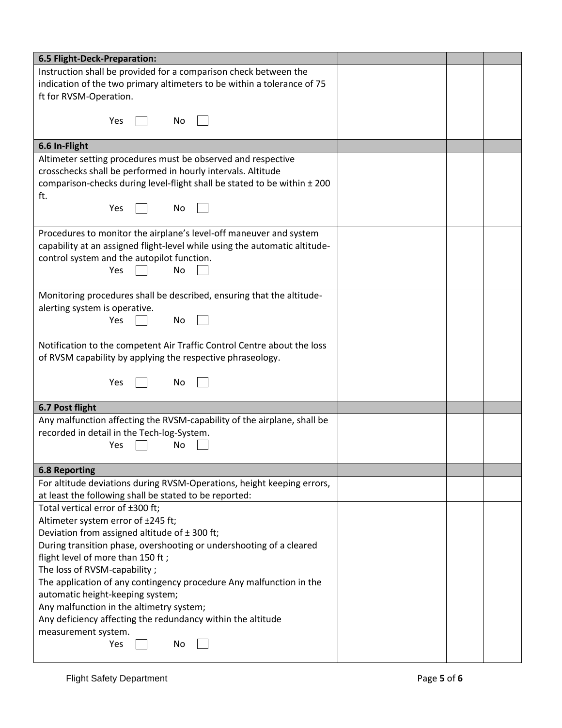| 6.5 Flight-Deck-Preparation: | | | |
|---|---|---|---|
| Instruction shall be provided for a comparison check between the indication of the two primary altimeters to be within a tolerance of 75 ft for RVSM-Operation.<br><br>Yes ☐ No ☐ | | | |
| **6.6 In-Flight** | | | |
| Altimeter setting procedures must be observed and respective crosschecks shall be performed in hourly intervals. Altitude comparison-checks during level-flight shall be stated to be within ± 200 ft.<br>Yes ☐ No ☐ | | | |
| Procedures to monitor the airplane's level-off maneuver and system capability at an assigned flight-level while using the automatic altitude-control system and the autopilot function.<br>Yes ☐ No ☐ | | | |
| Monitoring procedures shall be described, ensuring that the altitude-alerting system is operative.<br>Yes ☐ No ☐ | | | |
| Notification to the competent Air Traffic Control Centre about the loss of RVSM capability by applying the respective phraseology.<br><br>Yes ☐ No ☐ | | | |
| **6.7 Post flight** | | | |
| Any malfunction affecting the RVSM-capability of the airplane, shall be recorded in detail in the Tech-log-System.<br>Yes ☐ No ☐ | | | |
| **6.8 Reporting** | | | |
| For altitude deviations during RVSM-Operations, height keeping errors, at least the following shall be stated to be reported: | | | |
| Total vertical error of ±300 ft;<br>Altimeter system error of ±245 ft;<br>Deviation from assigned altitude of ± 300 ft;<br>During transition phase, overshooting or undershooting of a cleared flight level of more than 150 ft ;<br>The loss of RVSM-capability ;<br>The application of any contingency procedure Any malfunction in the automatic height-keeping system;<br>Any malfunction in the altimetry system;<br>Any deficiency affecting the redundancy within the altitude measurement system.<br>Yes ☐ No ☐ | | | |

Flight Safety Department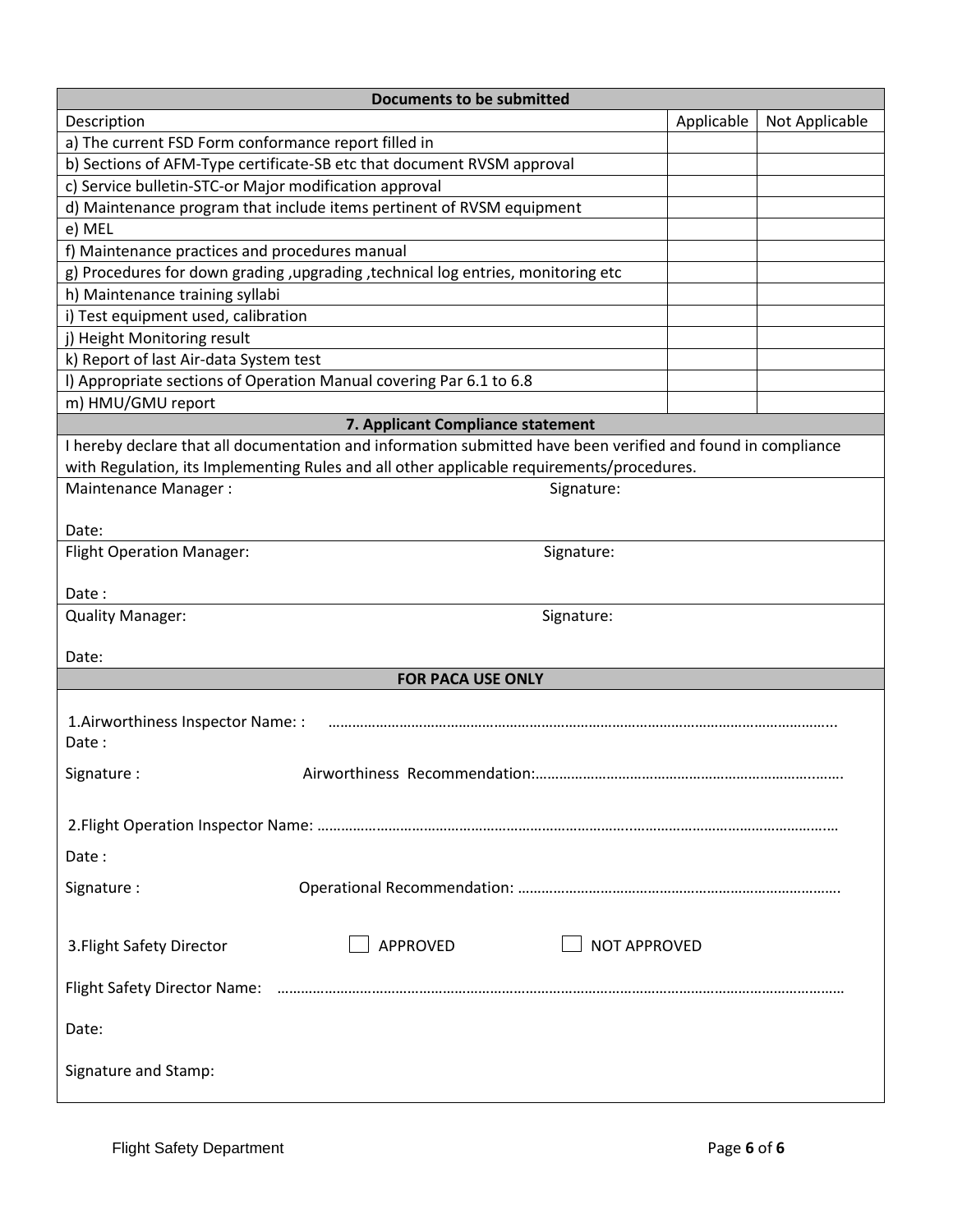| Documents to be submitted | | |
|---|---|---|
| Description | Applicable | Not Applicable |
| a) The current FSD Form conformance report filled in | | |
| b) Sections of AFM-Type certificate-SB etc that document RVSM approval | | |
| c) Service bulletin-STC-or Major modification approval | | |
| d) Maintenance program that include items pertinent of RVSM equipment | | |
| e) MEL | | |
| f) Maintenance practices and procedures manual | | |
| g) Procedures for down grading ,upgrading ,technical log entries, monitoring etc | | |
| h) Maintenance training syllabi | | |
| i) Test equipment used, calibration | | |
| j) Height Monitoring result | | |
| k) Report of last Air-data System test | | |
| l) Appropriate sections of Operation Manual covering Par 6.1 to 6.8 | | |
| m) HMU/GMU report | | |

## 7. Applicant Compliance statement

I hereby declare that all documentation and information submitted have been verified and found in compliance with Regulation, its Implementing Rules and all other applicable requirements/procedures.

Maintenance Manager : Signature:

Date:

Flight Operation Manager: Signature:

Date :

Quality Manager: Signature:

Date:

## FOR PACA USE ONLY

1.Airworthiness Inspector Name: : ……………………………………………………………………………………………………………...

Date :

Signature : Airworthiness Recommendation:…………………………………………………………………..…….

2.Flight Operation Inspector Name: ……………………………………………………………………..…………………………………….

Date :

Signature : Operational Recommendation: ……………………………………………………………………….

3.Flight Safety Director ☐ APPROVED ☐ NOT APPROVED

Flight Safety Director Name: ………………………………………………………………………………………………………………

Date:

Signature and Stamp: